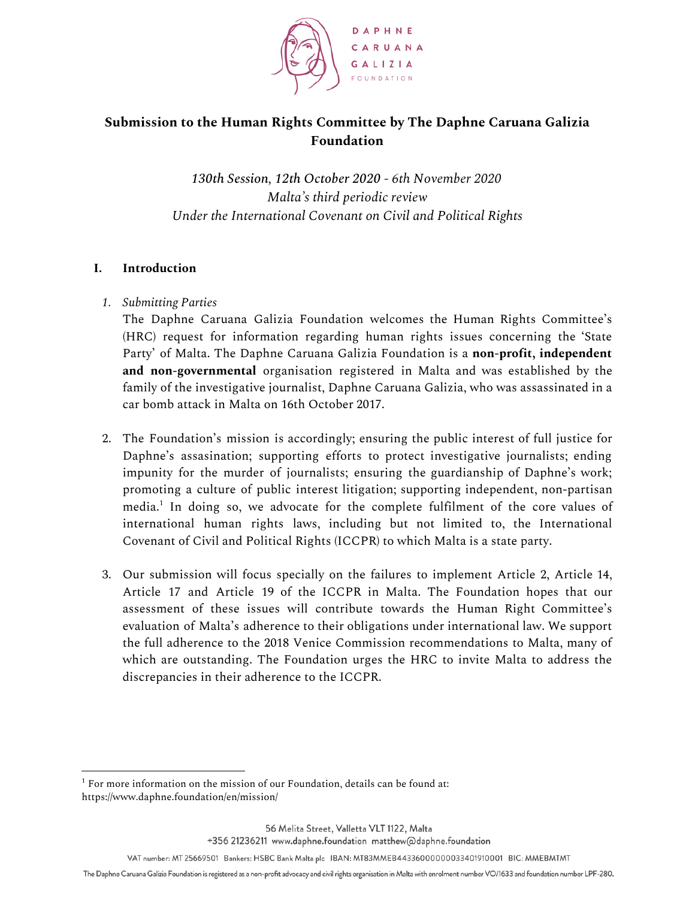# Submission to the Human Rights Committee by The Daphne Caruana Galizia Foundation

*130th Session, 12th October 2020 - 6th November 2020*
*Malta's third periodic review*
*Under the International Covenant on Civil and Political Rights*

## I. Introduction

1. *Submitting Parties*
   The Daphne Caruana Galizia Foundation welcomes the Human Rights Committee's (HRC) request for information regarding human rights issues concerning the 'State Party' of Malta. The Daphne Caruana Galizia Foundation is a **non-profit, independent and non-governmental** organisation registered in Malta and was established by the family of the investigative journalist, Daphne Caruana Galizia, who was assassinated in a car bomb attack in Malta on 16th October 2017.

2. The Foundation's mission is accordingly; ensuring the public interest of full justice for Daphne's assasination; supporting efforts to protect investigative journalists; ending impunity for the murder of journalists; ensuring the guardianship of Daphne's work; promoting a culture of public interest litigation; supporting independent, non-partisan media.[1] In doing so, we advocate for the complete fulfilment of the core values of international human rights laws, including but not limited to, the International Covenant of Civil and Political Rights (ICCPR) to which Malta is a state party.

3. Our submission will focus specially on the failures to implement Article 2, Article 14, Article 17 and Article 19 of the ICCPR in Malta. The Foundation hopes that our assessment of these issues will contribute towards the Human Right Committee's evaluation of Malta's adherence to their obligations under international law. We support the full adherence to the 2018 Venice Commission recommendations to Malta, many of which are outstanding. The Foundation urges the HRC to invite Malta to address the discrepancies in their adherence to the ICCPR.

---

[1] For more information on the mission of our Foundation, details can be found at: https://www.daphne.foundation/en/mission/

56 Melita Street, Valletta VLT 1122, Malta
+356 21236211 www.daphne.foundation matthew@daphne.foundation

VAT number: MT 25669501 Bankers: HSBC Bank Malta plc IBAN: MT83MMEB44336000000033401910001 BIC: MMEBMTMT

The Daphne Caruana Galizia Foundation is registered as a non-profit advocacy and civil rights organisation in Malta with enrolment number VO/1633 and foundation number LPF-280.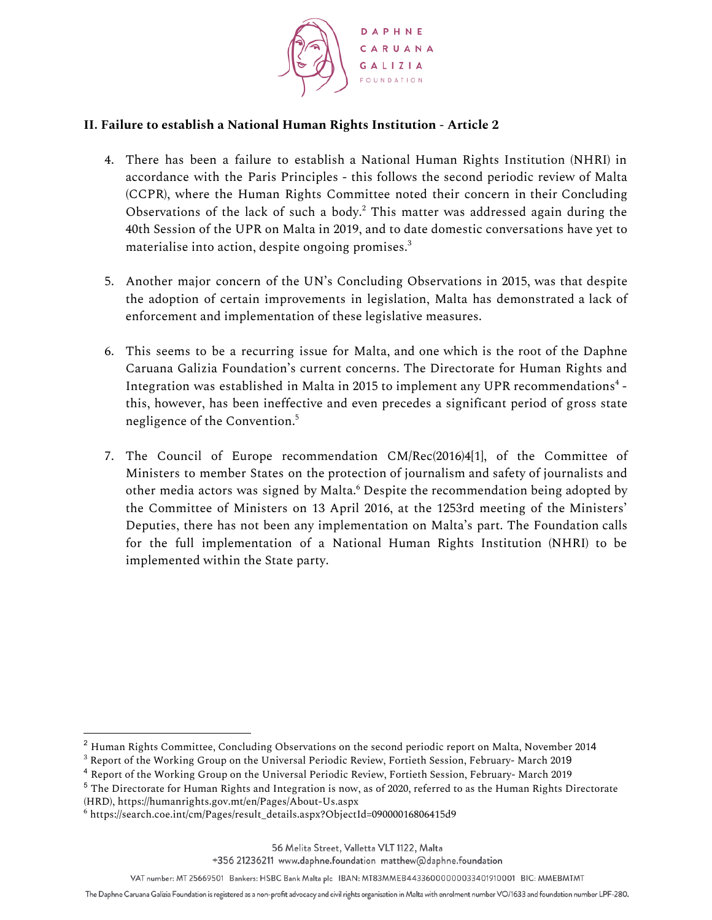## II. Failure to establish a National Human Rights Institution - Article 2

4. There has been a failure to establish a National Human Rights Institution (NHRI) in accordance with the Paris Principles - this follows the second periodic review of Malta (CCPR), where the Human Rights Committee noted their concern in their Concluding Observations of the lack of such a body.[2] This matter was addressed again during the 40th Session of the UPR on Malta in 2019, and to date domestic conversations have yet to materialise into action, despite ongoing promises.[3]

5. Another major concern of the UN's Concluding Observations in 2015, was that despite the adoption of certain improvements in legislation, Malta has demonstrated a lack of enforcement and implementation of these legislative measures.

6. This seems to be a recurring issue for Malta, and one which is the root of the Daphne Caruana Galizia Foundation's current concerns. The Directorate for Human Rights and Integration was established in Malta in 2015 to implement any UPR recommendations[4] - this, however, has been ineffective and even precedes a significant period of gross state negligence of the Convention.[5]

7. The Council of Europe recommendation CM/Rec(2016)4[1], of the Committee of Ministers to member States on the protection of journalism and safety of journalists and other media actors was signed by Malta.[6] Despite the recommendation being adopted by the Committee of Ministers on 13 April 2016, at the 1253rd meeting of the Ministers' Deputies, there has not been any implementation on Malta's part. The Foundation calls for the full implementation of a National Human Rights Institution (NHRI) to be implemented within the State party.

---

[2] Human Rights Committee, Concluding Observations on the second periodic report on Malta, November 2014

[3] Report of the Working Group on the Universal Periodic Review, Fortieth Session, February- March 2019

[4] Report of the Working Group on the Universal Periodic Review, Fortieth Session, February- March 2019

[5] The Directorate for Human Rights and Integration is now, as of 2020, referred to as the Human Rights Directorate (HRD), https://humanrights.gov.mt/en/Pages/About-Us.aspx

[6] https://search.coe.int/cm/Pages/result_details.aspx?ObjectId=09000016806415d9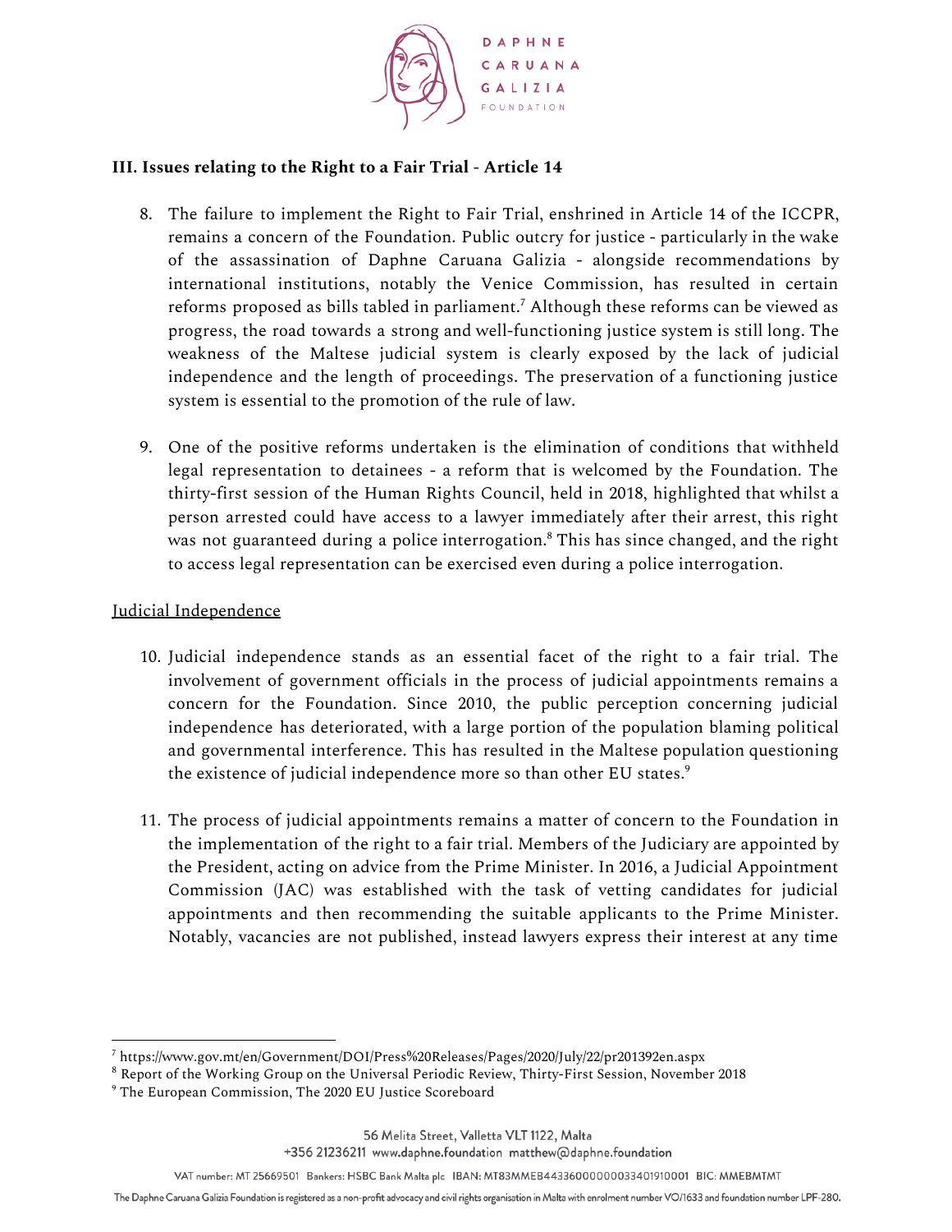### III. Issues relating to the Right to a Fair Trial - Article 14

8. The failure to implement the Right to Fair Trial, enshrined in Article 14 of the ICCPR, remains a concern of the Foundation. Public outcry for justice - particularly in the wake of the assassination of Daphne Caruana Galizia - alongside recommendations by international institutions, notably the Venice Commission, has resulted in certain reforms proposed as bills tabled in parliament.[7] Although these reforms can be viewed as progress, the road towards a strong and well-functioning justice system is still long. The weakness of the Maltese judicial system is clearly exposed by the lack of judicial independence and the length of proceedings. The preservation of a functioning justice system is essential to the promotion of the rule of law.

9. One of the positive reforms undertaken is the elimination of conditions that withheld legal representation to detainees - a reform that is welcomed by the Foundation. The thirty-first session of the Human Rights Council, held in 2018, highlighted that whilst a person arrested could have access to a lawyer immediately after their arrest, this right was not guaranteed during a police interrogation.[8] This has since changed, and the right to access legal representation can be exercised even during a police interrogation.

<u>Judicial Independence</u>

10. Judicial independence stands as an essential facet of the right to a fair trial. The involvement of government officials in the process of judicial appointments remains a concern for the Foundation. Since 2010, the public perception concerning judicial independence has deteriorated, with a large portion of the population blaming political and governmental interference. This has resulted in the Maltese population questioning the existence of judicial independence more so than other EU states.[9]

11. The process of judicial appointments remains a matter of concern to the Foundation in the implementation of the right to a fair trial. Members of the Judiciary are appointed by the President, acting on advice from the Prime Minister. In 2016, a Judicial Appointment Commission (JAC) was established with the task of vetting candidates for judicial appointments and then recommending the suitable applicants to the Prime Minister. Notably, vacancies are not published, instead lawyers express their interest at any time

---

[7] https://www.gov.mt/en/Government/DOI/Press%20Releases/Pages/2020/July/22/pr201392en.aspx

[8] Report of the Working Group on the Universal Periodic Review, Thirty-First Session, November 2018

[9] The European Commission, The 2020 EU Justice Scoreboard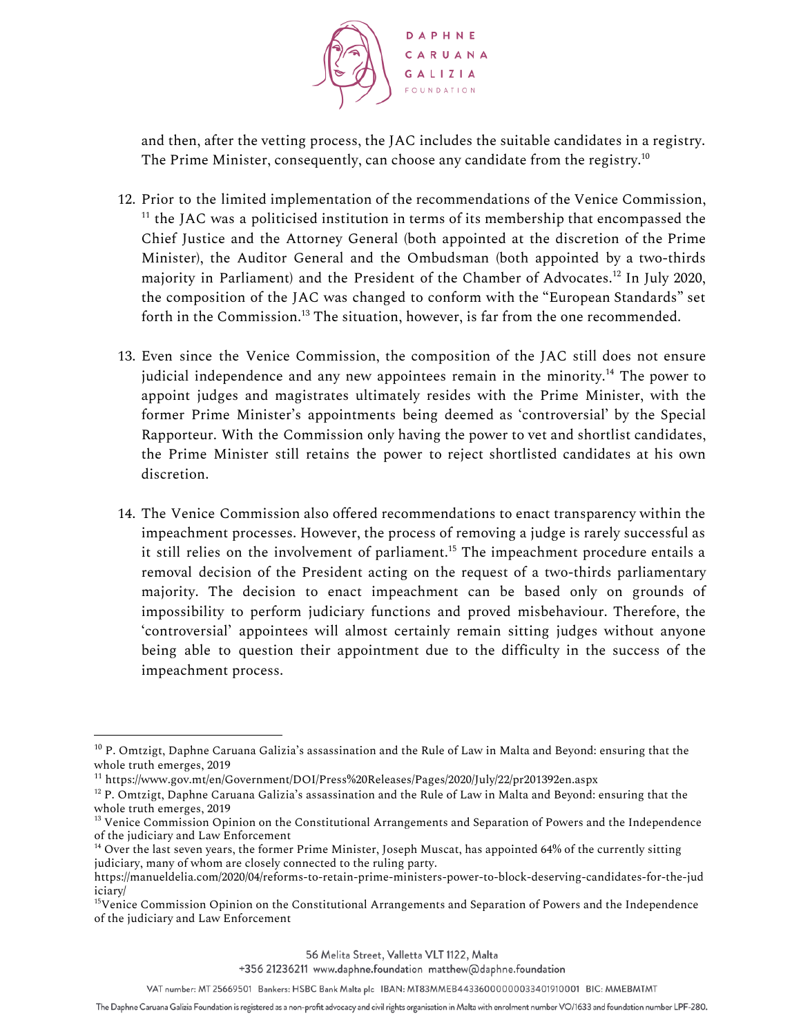and then, after the vetting process, the JAC includes the suitable candidates in a registry. The Prime Minister, consequently, can choose any candidate from the registry.[10]

12. Prior to the limited implementation of the recommendations of the Venice Commission, [11] the JAC was a politicised institution in terms of its membership that encompassed the Chief Justice and the Attorney General (both appointed at the discretion of the Prime Minister), the Auditor General and the Ombudsman (both appointed by a two-thirds majority in Parliament) and the President of the Chamber of Advocates.[12] In July 2020, the composition of the JAC was changed to conform with the "European Standards" set forth in the Commission.[13] The situation, however, is far from the one recommended.

13. Even since the Venice Commission, the composition of the JAC still does not ensure judicial independence and any new appointees remain in the minority.[14] The power to appoint judges and magistrates ultimately resides with the Prime Minister, with the former Prime Minister's appointments being deemed as 'controversial' by the Special Rapporteur. With the Commission only having the power to vet and shortlist candidates, the Prime Minister still retains the power to reject shortlisted candidates at his own discretion.

14. The Venice Commission also offered recommendations to enact transparency within the impeachment processes. However, the process of removing a judge is rarely successful as it still relies on the involvement of parliament.[15] The impeachment procedure entails a removal decision of the President acting on the request of a two-thirds parliamentary majority. The decision to enact impeachment can be based only on grounds of impossibility to perform judiciary functions and proved misbehaviour. Therefore, the 'controversial' appointees will almost certainly remain sitting judges without anyone being able to question their appointment due to the difficulty in the success of the impeachment process.

---

[10] P. Omtzigt, Daphne Caruana Galizia's assassination and the Rule of Law in Malta and Beyond: ensuring that the whole truth emerges, 2019

[11] https://www.gov.mt/en/Government/DOI/Press%20Releases/Pages/2020/July/22/pr201392en.aspx

[12] P. Omtzigt, Daphne Caruana Galizia's assassination and the Rule of Law in Malta and Beyond: ensuring that the whole truth emerges, 2019

[13] Venice Commission Opinion on the Constitutional Arrangements and Separation of Powers and the Independence of the judiciary and Law Enforcement

[14] Over the last seven years, the former Prime Minister, Joseph Muscat, has appointed 64% of the currently sitting judiciary, many of whom are closely connected to the ruling party. https://manueldelia.com/2020/04/reforms-to-retain-prime-ministers-power-to-block-deserving-candidates-for-the-judiciary/

[15] Venice Commission Opinion on the Constitutional Arrangements and Separation of Powers and the Independence of the judiciary and Law Enforcement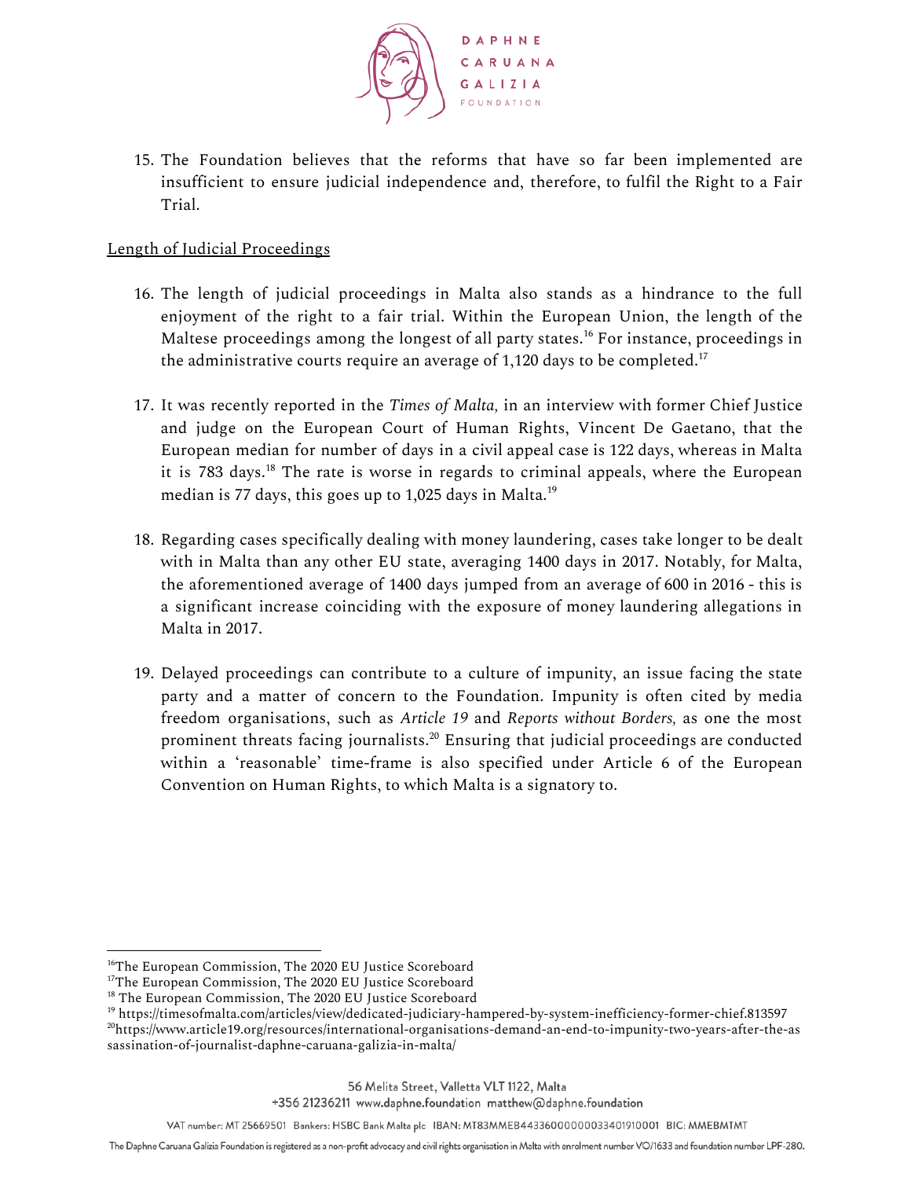15. The Foundation believes that the reforms that have so far been implemented are insufficient to ensure judicial independence and, therefore, to fulfil the Right to a Fair Trial.

Length of Judicial Proceedings

16. The length of judicial proceedings in Malta also stands as a hindrance to the full enjoyment of the right to a fair trial. Within the European Union, the length of the Maltese proceedings among the longest of all party states.[16] For instance, proceedings in the administrative courts require an average of 1,120 days to be completed.[17]

17. It was recently reported in the *Times of Malta,* in an interview with former Chief Justice and judge on the European Court of Human Rights, Vincent De Gaetano, that the European median for number of days in a civil appeal case is 122 days, whereas in Malta it is 783 days.[18] The rate is worse in regards to criminal appeals, where the European median is 77 days, this goes up to 1,025 days in Malta.[19]

18. Regarding cases specifically dealing with money laundering, cases take longer to be dealt with in Malta than any other EU state, averaging 1400 days in 2017. Notably, for Malta, the aforementioned average of 1400 days jumped from an average of 600 in 2016 - this is a significant increase coinciding with the exposure of money laundering allegations in Malta in 2017.

19. Delayed proceedings can contribute to a culture of impunity, an issue facing the state party and a matter of concern to the Foundation. Impunity is often cited by media freedom organisations, such as *Article 19* and *Reports without Borders,* as one the most prominent threats facing journalists.[20] Ensuring that judicial proceedings are conducted within a 'reasonable' time-frame is also specified under Article 6 of the European Convention on Human Rights, to which Malta is a signatory to.

---

[16] The European Commission, The 2020 EU Justice Scoreboard

[17] The European Commission, The 2020 EU Justice Scoreboard

[18] The European Commission, The 2020 EU Justice Scoreboard

[19] https://timesofmalta.com/articles/view/dedicated-judiciary-hampered-by-system-inefficiency-former-chief.813597

[20] https://www.article19.org/resources/international-organisations-demand-an-end-to-impunity-two-years-after-the-assassination-of-journalist-daphne-caruana-galizia-in-malta/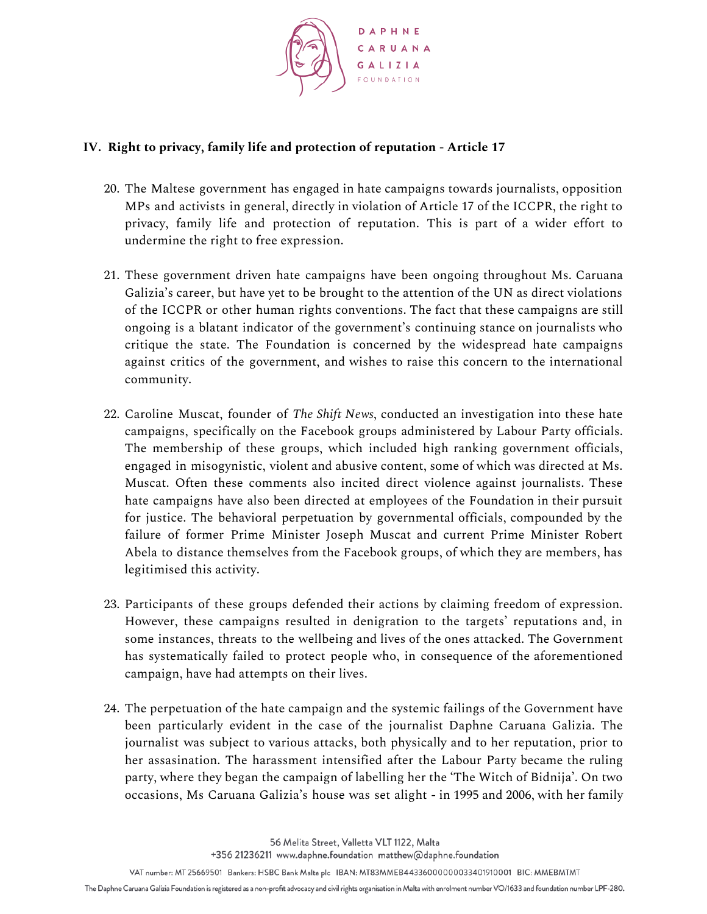## IV. Right to privacy, family life and protection of reputation - Article 17

20. The Maltese government has engaged in hate campaigns towards journalists, opposition MPs and activists in general, directly in violation of Article 17 of the ICCPR, the right to privacy, family life and protection of reputation. This is part of a wider effort to undermine the right to free expression.

21. These government driven hate campaigns have been ongoing throughout Ms. Caruana Galizia's career, but have yet to be brought to the attention of the UN as direct violations of the ICCPR or other human rights conventions. The fact that these campaigns are still ongoing is a blatant indicator of the government's continuing stance on journalists who critique the state. The Foundation is concerned by the widespread hate campaigns against critics of the government, and wishes to raise this concern to the international community.

22. Caroline Muscat, founder of *The Shift News*, conducted an investigation into these hate campaigns, specifically on the Facebook groups administered by Labour Party officials. The membership of these groups, which included high ranking government officials, engaged in misogynistic, violent and abusive content, some of which was directed at Ms. Muscat. Often these comments also incited direct violence against journalists. These hate campaigns have also been directed at employees of the Foundation in their pursuit for justice. The behavioral perpetuation by governmental officials, compounded by the failure of former Prime Minister Joseph Muscat and current Prime Minister Robert Abela to distance themselves from the Facebook groups, of which they are members, has legitimised this activity.

23. Participants of these groups defended their actions by claiming freedom of expression. However, these campaigns resulted in denigration to the targets' reputations and, in some instances, threats to the wellbeing and lives of the ones attacked. The Government has systematically failed to protect people who, in consequence of the aforementioned campaign, have had attempts on their lives.

24. The perpetuation of the hate campaign and the systemic failings of the Government have been particularly evident in the case of the journalist Daphne Caruana Galizia. The journalist was subject to various attacks, both physically and to her reputation, prior to her assasination. The harassment intensified after the Labour Party became the ruling party, where they began the campaign of labelling her the 'The Witch of Bidnija'. On two occasions, Ms Caruana Galizia's house was set alight - in 1995 and 2006, with her family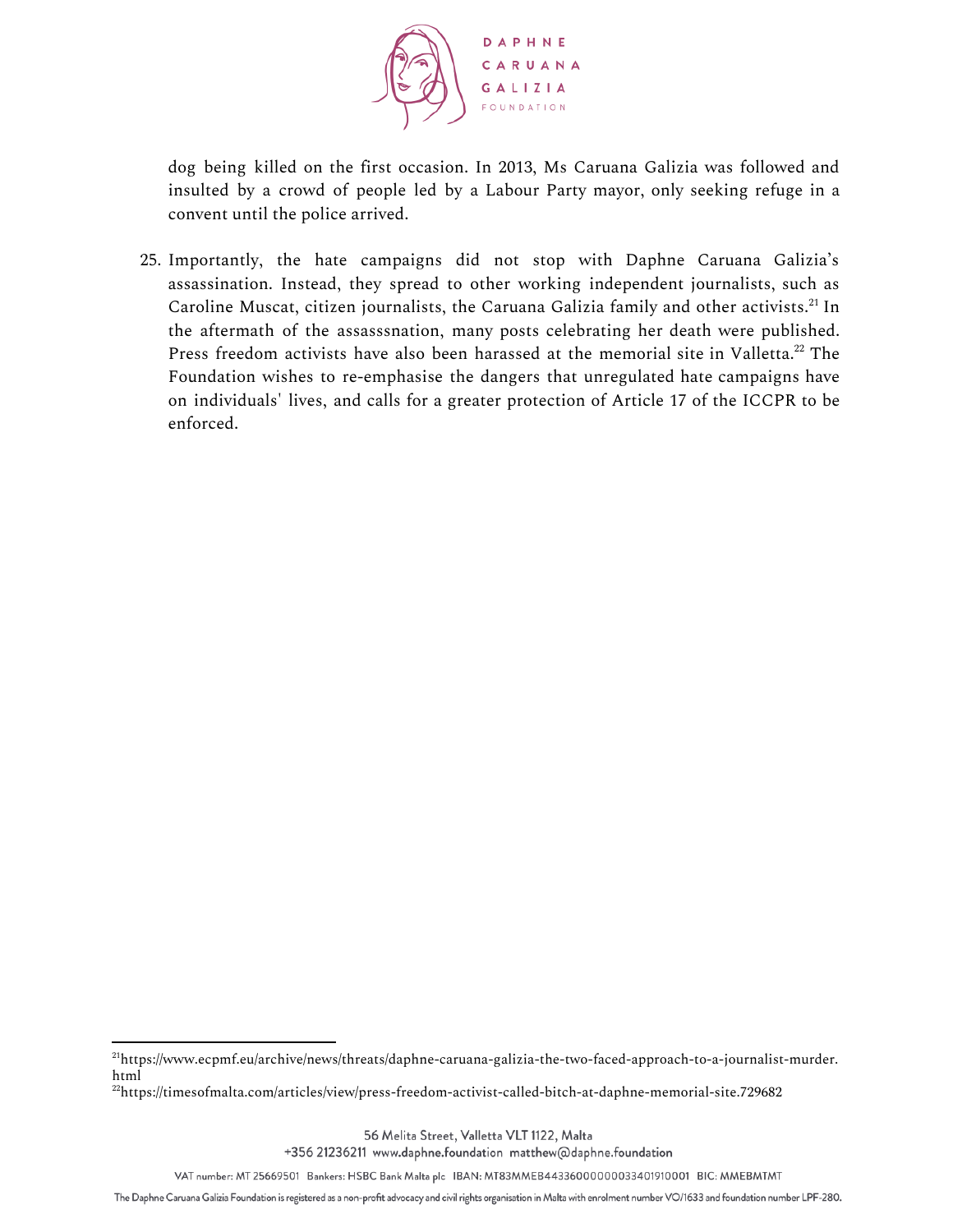dog being killed on the first occasion. In 2013, Ms Caruana Galizia was followed and insulted by a crowd of people led by a Labour Party mayor, only seeking refuge in a convent until the police arrived.

25. Importantly, the hate campaigns did not stop with Daphne Caruana Galizia's assassination. Instead, they spread to other working independent journalists, such as Caroline Muscat, citizen journalists, the Caruana Galizia family and other activists.[21] In the aftermath of the assasssnation, many posts celebrating her death were published. Press freedom activists have also been harassed at the memorial site in Valletta.[22] The Foundation wishes to re-emphasise the dangers that unregulated hate campaigns have on individuals' lives, and calls for a greater protection of Article 17 of the ICCPR to be enforced.

---

[21] https://www.ecpmf.eu/archive/news/threats/daphne-caruana-galizia-the-two-faced-approach-to-a-journalist-murder.html

[22] https://timesofmalta.com/articles/view/press-freedom-activist-called-bitch-at-daphne-memorial-site.729682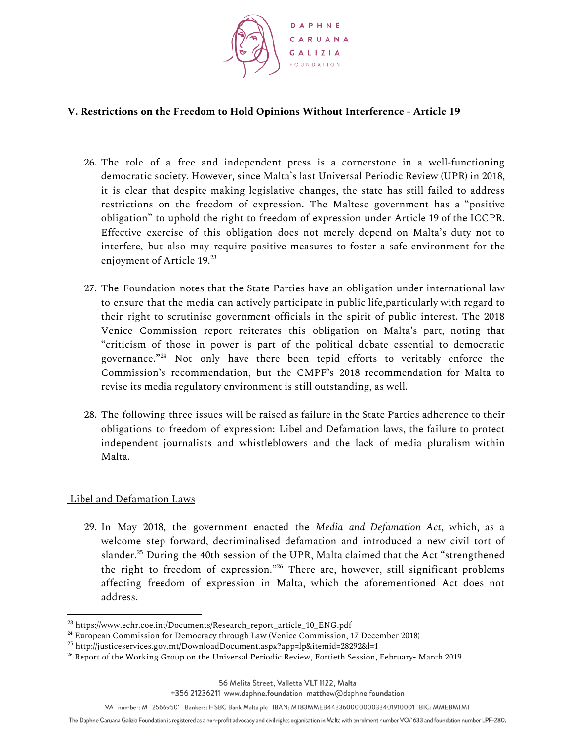## V. Restrictions on the Freedom to Hold Opinions Without Interference - Article 19

26. The role of a free and independent press is a cornerstone in a well-functioning democratic society. However, since Malta's last Universal Periodic Review (UPR) in 2018, it is clear that despite making legislative changes, the state has still failed to address restrictions on the freedom of expression. The Maltese government has a "positive obligation" to uphold the right to freedom of expression under Article 19 of the ICCPR. Effective exercise of this obligation does not merely depend on Malta's duty not to interfere, but also may require positive measures to foster a safe environment for the enjoyment of Article 19.[23]

27. The Foundation notes that the State Parties have an obligation under international law to ensure that the media can actively participate in public life,particularly with regard to their right to scrutinise government officials in the spirit of public interest. The 2018 Venice Commission report reiterates this obligation on Malta's part, noting that "criticism of those in power is part of the political debate essential to democratic governance."[24] Not only have there been tepid efforts to veritably enforce the Commission's recommendation, but the CMPF's 2018 recommendation for Malta to revise its media regulatory environment is still outstanding, as well.

28. The following three issues will be raised as failure in the State Parties adherence to their obligations to freedom of expression: Libel and Defamation laws, the failure to protect independent journalists and whistleblowers and the lack of media pluralism within Malta.

### Libel and Defamation Laws

29. In May 2018, the government enacted the *Media and Defamation Act*, which, as a welcome step forward, decriminalised defamation and introduced a new civil tort of slander.[25] During the 40th session of the UPR, Malta claimed that the Act "strengthened the right to freedom of expression."[26] There are, however, still significant problems affecting freedom of expression in Malta, which the aforementioned Act does not address.

---

[23] https://www.echr.coe.int/Documents/Research_report_article_10_ENG.pdf

[24] European Commission for Democracy through Law (Venice Commission, 17 December 2018)

[25] http://justiceservices.gov.mt/DownloadDocument.aspx?app=lp&itemid=28292&l=1

[26] Report of the Working Group on the Universal Periodic Review, Fortieth Session, February- March 2019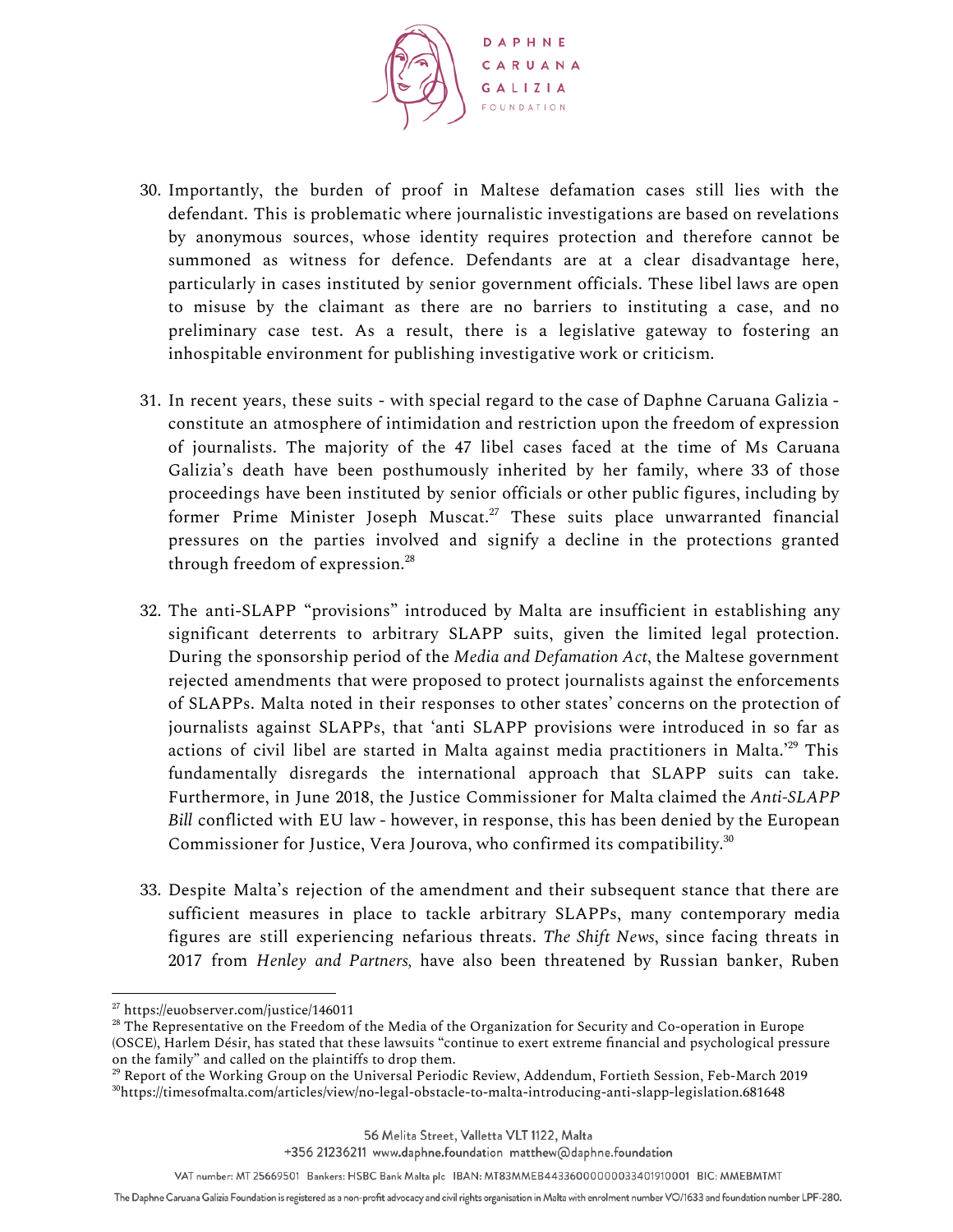30. Importantly, the burden of proof in Maltese defamation cases still lies with the defendant. This is problematic where journalistic investigations are based on revelations by anonymous sources, whose identity requires protection and therefore cannot be summoned as witness for defence. Defendants are at a clear disadvantage here, particularly in cases instituted by senior government officials. These libel laws are open to misuse by the claimant as there are no barriers to instituting a case, and no preliminary case test. As a result, there is a legislative gateway to fostering an inhospitable environment for publishing investigative work or criticism.

31. In recent years, these suits - with special regard to the case of Daphne Caruana Galizia - constitute an atmosphere of intimidation and restriction upon the freedom of expression of journalists. The majority of the 47 libel cases faced at the time of Ms Caruana Galizia's death have been posthumously inherited by her family, where 33 of those proceedings have been instituted by senior officials or other public figures, including by former Prime Minister Joseph Muscat.[27] These suits place unwarranted financial pressures on the parties involved and signify a decline in the protections granted through freedom of expression.[28]

32. The anti-SLAPP "provisions" introduced by Malta are insufficient in establishing any significant deterrents to arbitrary SLAPP suits, given the limited legal protection. During the sponsorship period of the *Media and Defamation Act*, the Maltese government rejected amendments that were proposed to protect journalists against the enforcements of SLAPPs. Malta noted in their responses to other states' concerns on the protection of journalists against SLAPPs, that 'anti SLAPP provisions were introduced in so far as actions of civil libel are started in Malta against media practitioners in Malta.'[29] This fundamentally disregards the international approach that SLAPP suits can take. Furthermore, in June 2018, the Justice Commissioner for Malta claimed the *Anti-SLAPP Bill* conflicted with EU law - however, in response, this has been denied by the European Commissioner for Justice, Vera Jourova, who confirmed its compatibility.[30]

33. Despite Malta's rejection of the amendment and their subsequent stance that there are sufficient measures in place to tackle arbitrary SLAPPs, many contemporary media figures are still experiencing nefarious threats. *The Shift News*, since facing threats in 2017 from *Henley and Partners,* have also been threatened by Russian banker, Ruben

---

[27] https://euobserver.com/justice/146011

[28] The Representative on the Freedom of the Media of the Organization for Security and Co-operation in Europe (OSCE), Harlem Désir, has stated that these lawsuits "continue to exert extreme financial and psychological pressure on the family" and called on the plaintiffs to drop them.

[29] Report of the Working Group on the Universal Periodic Review, Addendum, Fortieth Session, Feb-March 2019

[30] https://timesofmalta.com/articles/view/no-legal-obstacle-to-malta-introducing-anti-slapp-legislation.681648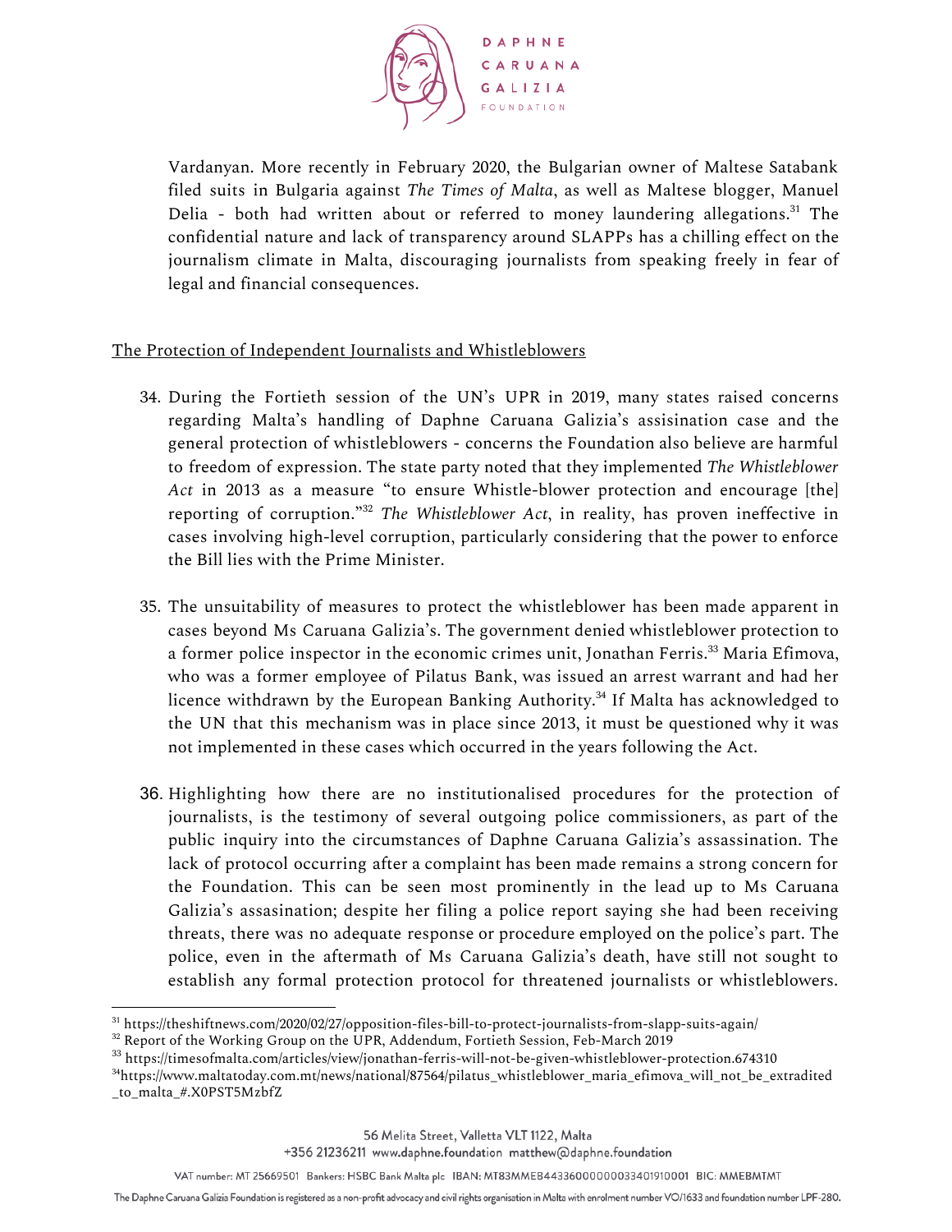Vardanyan. More recently in February 2020, the Bulgarian owner of Maltese Satabank filed suits in Bulgaria against *The Times of Malta*, as well as Maltese blogger, Manuel Delia - both had written about or referred to money laundering allegations.[31] The confidential nature and lack of transparency around SLAPPs has a chilling effect on the journalism climate in Malta, discouraging journalists from speaking freely in fear of legal and financial consequences.

<u>The Protection of Independent Journalists and Whistleblowers</u>

34. During the Fortieth session of the UN's UPR in 2019, many states raised concerns regarding Malta's handling of Daphne Caruana Galizia's assisination case and the general protection of whistleblowers - concerns the Foundation also believe are harmful to freedom of expression. The state party noted that they implemented *The Whistleblower Act* in 2013 as a measure "to ensure Whistle-blower protection and encourage [the] reporting of corruption."[32] *The Whistleblower Act*, in reality, has proven ineffective in cases involving high-level corruption, particularly considering that the power to enforce the Bill lies with the Prime Minister.

35. The unsuitability of measures to protect the whistleblower has been made apparent in cases beyond Ms Caruana Galizia's. The government denied whistleblower protection to a former police inspector in the economic crimes unit, Jonathan Ferris.[33] Maria Efimova, who was a former employee of Pilatus Bank, was issued an arrest warrant and had her licence withdrawn by the European Banking Authority.[34] If Malta has acknowledged to the UN that this mechanism was in place since 2013, it must be questioned why it was not implemented in these cases which occurred in the years following the Act.

36. Highlighting how there are no institutionalised procedures for the protection of journalists, is the testimony of several outgoing police commissioners, as part of the public inquiry into the circumstances of Daphne Caruana Galizia's assassination. The lack of protocol occurring after a complaint has been made remains a strong concern for the Foundation. This can be seen most prominently in the lead up to Ms Caruana Galizia's assasination; despite her filing a police report saying she had been receiving threats, there was no adequate response or procedure employed on the police's part. The police, even in the aftermath of Ms Caruana Galizia's death, have still not sought to establish any formal protection protocol for threatened journalists or whistleblowers.

---

[31] https://theshiftnews.com/2020/02/27/opposition-files-bill-to-protect-journalists-from-slapp-suits-again/

[32] Report of the Working Group on the UPR, Addendum, Fortieth Session, Feb-March 2019

[33] https://timesofmalta.com/articles/view/jonathan-ferris-will-not-be-given-whistleblower-protection.674310

[34] https://www.maltatoday.com.mt/news/national/87564/pilatus_whistleblower_maria_efimova_will_not_be_extradited_to_malta_#.X0PST5MzbfZ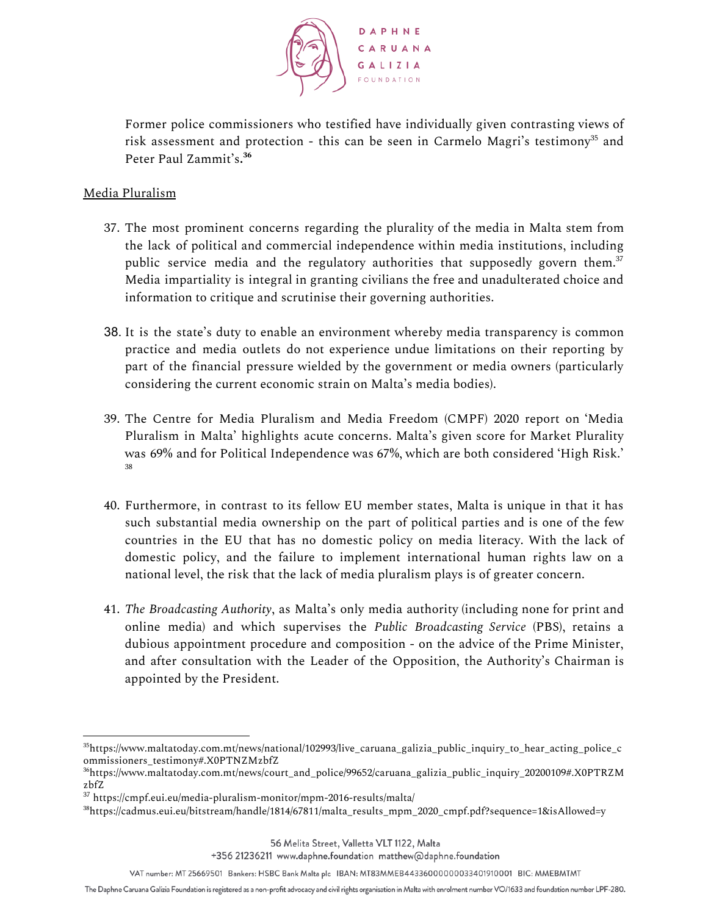Former police commissioners who testified have individually given contrasting views of risk assessment and protection - this can be seen in Carmelo Magri's testimony[35] and Peter Paul Zammit's.[36]

Media Pluralism

37. The most prominent concerns regarding the plurality of the media in Malta stem from the lack of political and commercial independence within media institutions, including public service media and the regulatory authorities that supposedly govern them.[37] Media impartiality is integral in granting civilians the free and unadulterated choice and information to critique and scrutinise their governing authorities.

38. It is the state's duty to enable an environment whereby media transparency is common practice and media outlets do not experience undue limitations on their reporting by part of the financial pressure wielded by the government or media owners (particularly considering the current economic strain on Malta's media bodies).

39. The Centre for Media Pluralism and Media Freedom (CMPF) 2020 report on 'Media Pluralism in Malta' highlights acute concerns. Malta's given score for Market Plurality was 69% and for Political Independence was 67%, which are both considered 'High Risk.'[38]

40. Furthermore, in contrast to its fellow EU member states, Malta is unique in that it has such substantial media ownership on the part of political parties and is one of the few countries in the EU that has no domestic policy on media literacy. With the lack of domestic policy, and the failure to implement international human rights law on a national level, the risk that the lack of media pluralism plays is of greater concern.

41. *The Broadcasting Authority*, as Malta's only media authority (including none for print and online media) and which supervises the *Public Broadcasting Service* (PBS), retains a dubious appointment procedure and composition - on the advice of the Prime Minister, and after consultation with the Leader of the Opposition, the Authority's Chairman is appointed by the President.

---

[35] https://www.maltatoday.com.mt/news/national/102993/live_caruana_galizia_public_inquiry_to_hear_acting_police_commissioners_testimony#.X0PTNZMzbfZ

[36] https://www.maltatoday.com.mt/news/court_and_police/99652/caruana_galizia_public_inquiry_20200109#.X0PTRZMzbfZ

[37] https://cmpf.eui.eu/media-pluralism-monitor/mpm-2016-results/malta/

[38] https://cadmus.eui.eu/bitstream/handle/1814/67811/malta_results_mpm_2020_cmpf.pdf?sequence=1&isAllowed=y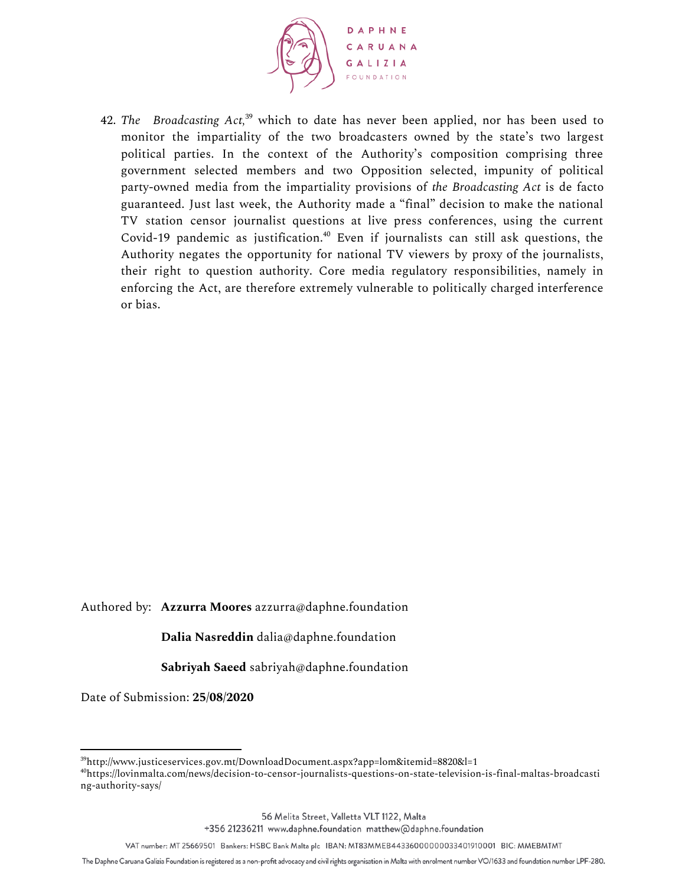42. *The Broadcasting Act,*[39] which to date has never been applied, nor has been used to monitor the impartiality of the two broadcasters owned by the state's two largest political parties. In the context of the Authority's composition comprising three government selected members and two Opposition selected, impunity of political party-owned media from the impartiality provisions of *the Broadcasting Act* is de facto guaranteed. Just last week, the Authority made a "final" decision to make the national TV station censor journalist questions at live press conferences, using the current Covid-19 pandemic as justification.[40] Even if journalists can still ask questions, the Authority negates the opportunity for national TV viewers by proxy of the journalists, their right to question authority. Core media regulatory responsibilities, namely in enforcing the Act, are therefore extremely vulnerable to politically charged interference or bias.

Authored by: **Azzurra Moores** azzurra@daphne.foundation

**Dalia Nasreddin** dalia@daphne.foundation

**Sabriyah Saeed** sabriyah@daphne.foundation

Date of Submission: **25/08/2020**

---

[39] http://www.justiceservices.gov.mt/DownloadDocument.aspx?app=lom&itemid=8820&l=1

[40] https://lovinmalta.com/news/decision-to-censor-journalists-questions-on-state-television-is-final-maltas-broadcasting-authority-says/